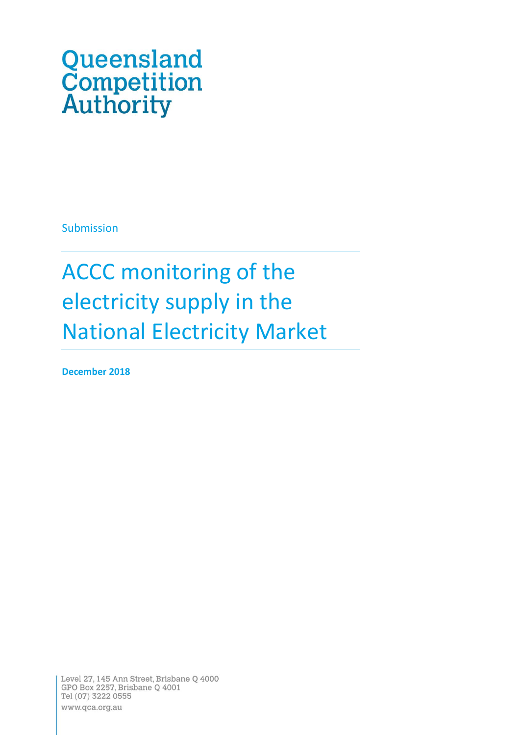Queensland Competition Authority

Submission

# ACCC monitoring of the electricity supply in the National Electricity Market

**December 2018**

Level 27, 145 Ann Street, Brisbane Q 4000
GPO Box 2257, Brisbane Q 4001
Tel (07) 3222 0555
www.qca.org.au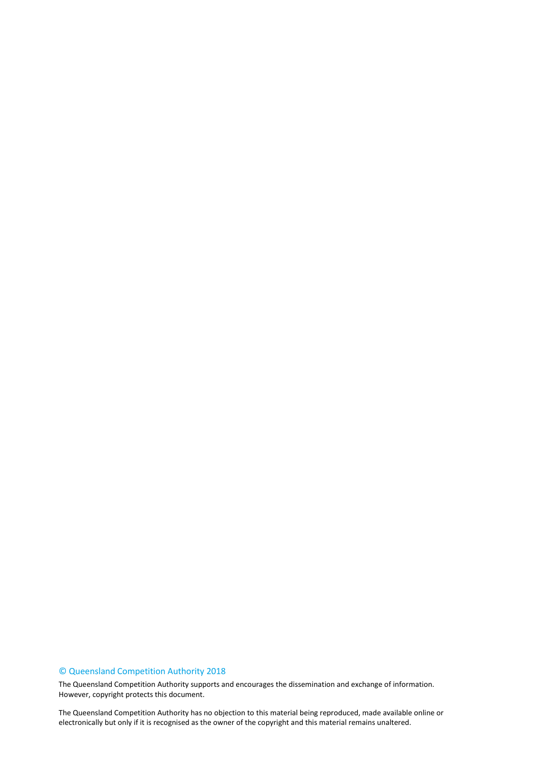© Queensland Competition Authority 2018

The Queensland Competition Authority supports and encourages the dissemination and exchange of information. However, copyright protects this document.

The Queensland Competition Authority has no objection to this material being reproduced, made available online or electronically but only if it is recognised as the owner of the copyright and this material remains unaltered.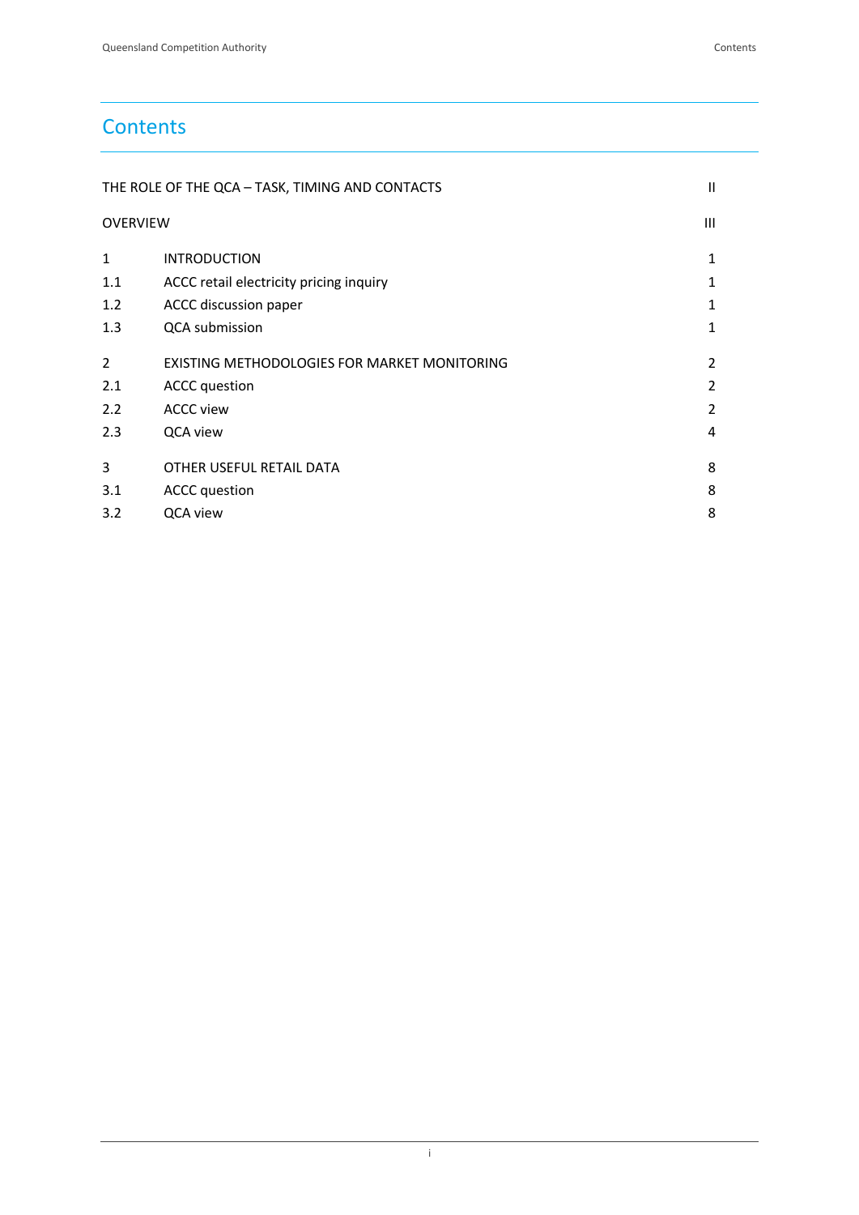# Contents

| | | |
|---|---|---|
| THE ROLE OF THE QCA – TASK, TIMING AND CONTACTS | | II |
| OVERVIEW | | III |
| 1 | INTRODUCTION | 1 |
| 1.1 | ACCC retail electricity pricing inquiry | 1 |
| 1.2 | ACCC discussion paper | 1 |
| 1.3 | QCA submission | 1 |
| 2 | EXISTING METHODOLOGIES FOR MARKET MONITORING | 2 |
| 2.1 | ACCC question | 2 |
| 2.2 | ACCC view | 2 |
| 2.3 | QCA view | 4 |
| 3 | OTHER USEFUL RETAIL DATA | 8 |
| 3.1 | ACCC question | 8 |
| 3.2 | QCA view | 8 |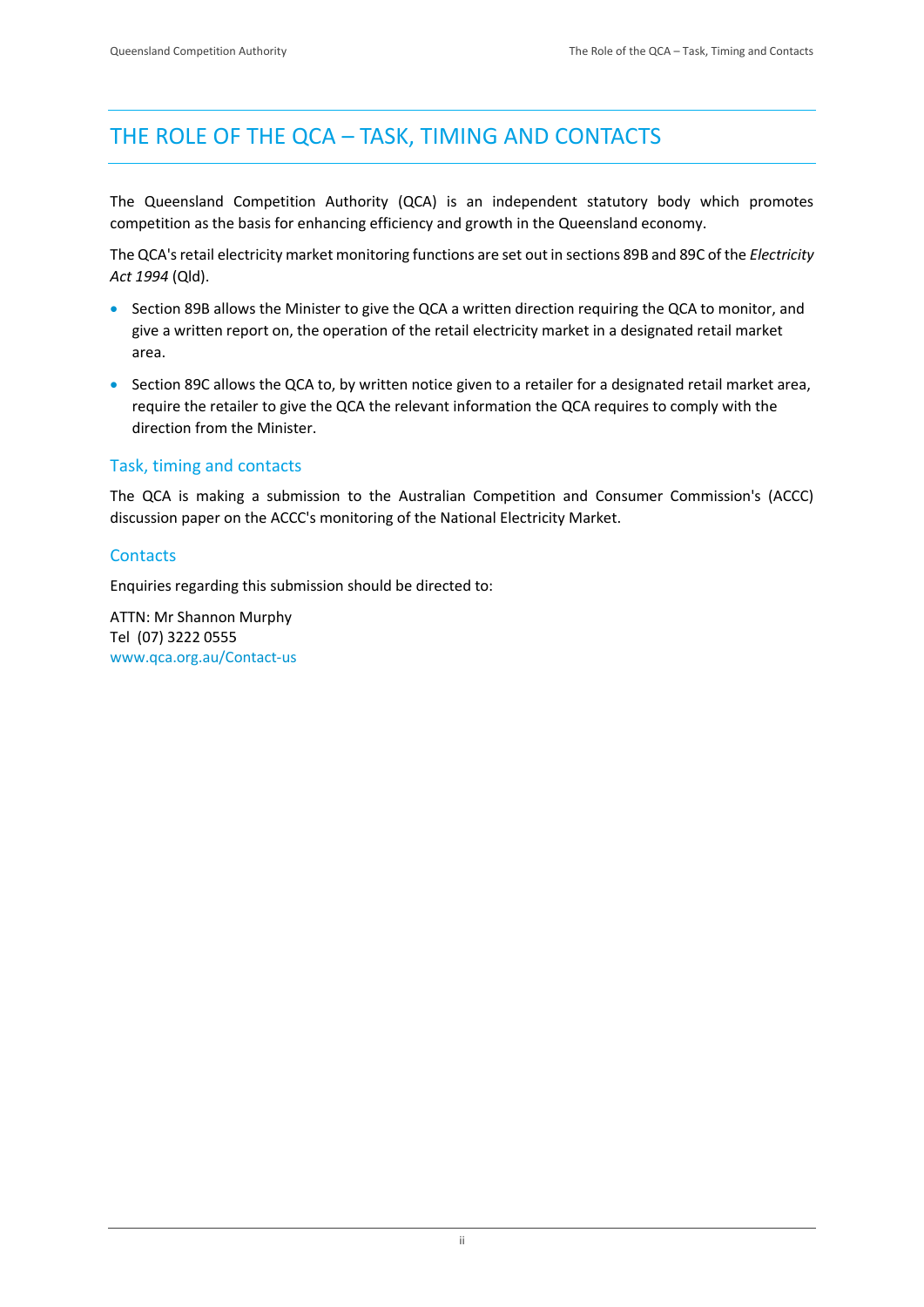# THE ROLE OF THE QCA – TASK, TIMING AND CONTACTS

The Queensland Competition Authority (QCA) is an independent statutory body which promotes competition as the basis for enhancing efficiency and growth in the Queensland economy.

The QCA's retail electricity market monitoring functions are set out in sections 89B and 89C of the *Electricity Act 1994* (Qld).

- Section 89B allows the Minister to give the QCA a written direction requiring the QCA to monitor, and give a written report on, the operation of the retail electricity market in a designated retail market area.
- Section 89C allows the QCA to, by written notice given to a retailer for a designated retail market area, require the retailer to give the QCA the relevant information the QCA requires to comply with the direction from the Minister.

## Task, timing and contacts

The QCA is making a submission to the Australian Competition and Consumer Commission's (ACCC) discussion paper on the ACCC's monitoring of the National Electricity Market.

## Contacts

Enquiries regarding this submission should be directed to:

ATTN: Mr Shannon Murphy  
Tel (07) 3222 0555  
www.qca.org.au/Contact-us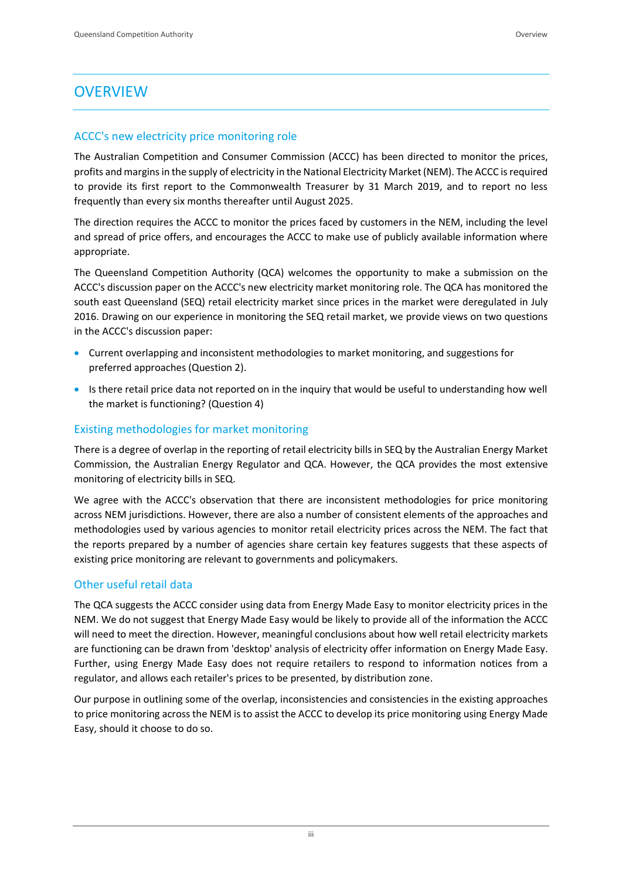# OVERVIEW

## ACCC's new electricity price monitoring role

The Australian Competition and Consumer Commission (ACCC) has been directed to monitor the prices, profits and margins in the supply of electricity in the National Electricity Market (NEM). The ACCC is required to provide its first report to the Commonwealth Treasurer by 31 March 2019, and to report no less frequently than every six months thereafter until August 2025.

The direction requires the ACCC to monitor the prices faced by customers in the NEM, including the level and spread of price offers, and encourages the ACCC to make use of publicly available information where appropriate.

The Queensland Competition Authority (QCA) welcomes the opportunity to make a submission on the ACCC's discussion paper on the ACCC's new electricity market monitoring role. The QCA has monitored the south east Queensland (SEQ) retail electricity market since prices in the market were deregulated in July 2016. Drawing on our experience in monitoring the SEQ retail market, we provide views on two questions in the ACCC's discussion paper:

- Current overlapping and inconsistent methodologies to market monitoring, and suggestions for preferred approaches (Question 2).
- Is there retail price data not reported on in the inquiry that would be useful to understanding how well the market is functioning? (Question 4)

## Existing methodologies for market monitoring

There is a degree of overlap in the reporting of retail electricity bills in SEQ by the Australian Energy Market Commission, the Australian Energy Regulator and QCA. However, the QCA provides the most extensive monitoring of electricity bills in SEQ.

We agree with the ACCC's observation that there are inconsistent methodologies for price monitoring across NEM jurisdictions. However, there are also a number of consistent elements of the approaches and methodologies used by various agencies to monitor retail electricity prices across the NEM. The fact that the reports prepared by a number of agencies share certain key features suggests that these aspects of existing price monitoring are relevant to governments and policymakers.

## Other useful retail data

The QCA suggests the ACCC consider using data from Energy Made Easy to monitor electricity prices in the NEM. We do not suggest that Energy Made Easy would be likely to provide all of the information the ACCC will need to meet the direction. However, meaningful conclusions about how well retail electricity markets are functioning can be drawn from 'desktop' analysis of electricity offer information on Energy Made Easy. Further, using Energy Made Easy does not require retailers to respond to information notices from a regulator, and allows each retailer's prices to be presented, by distribution zone.

Our purpose in outlining some of the overlap, inconsistencies and consistencies in the existing approaches to price monitoring across the NEM is to assist the ACCC to develop its price monitoring using Energy Made Easy, should it choose to do so.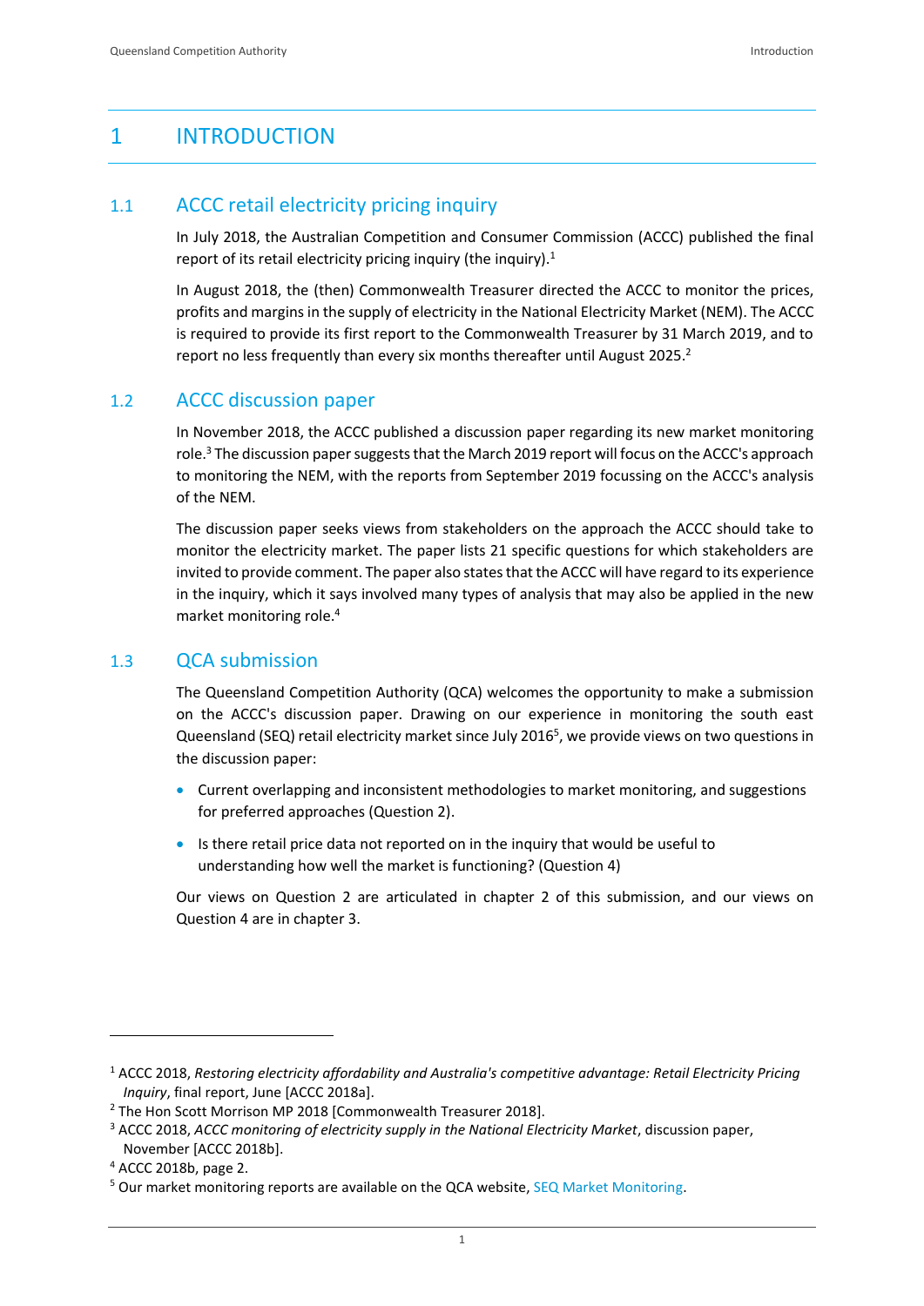# 1 INTRODUCTION

## 1.1 ACCC retail electricity pricing inquiry

In July 2018, the Australian Competition and Consumer Commission (ACCC) published the final report of its retail electricity pricing inquiry (the inquiry).[1]

In August 2018, the (then) Commonwealth Treasurer directed the ACCC to monitor the prices, profits and margins in the supply of electricity in the National Electricity Market (NEM). The ACCC is required to provide its first report to the Commonwealth Treasurer by 31 March 2019, and to report no less frequently than every six months thereafter until August 2025.[2]

## 1.2 ACCC discussion paper

In November 2018, the ACCC published a discussion paper regarding its new market monitoring role.[3] The discussion paper suggests that the March 2019 report will focus on the ACCC's approach to monitoring the NEM, with the reports from September 2019 focussing on the ACCC's analysis of the NEM.

The discussion paper seeks views from stakeholders on the approach the ACCC should take to monitor the electricity market. The paper lists 21 specific questions for which stakeholders are invited to provide comment. The paper also states that the ACCC will have regard to its experience in the inquiry, which it says involved many types of analysis that may also be applied in the new market monitoring role.[4]

## 1.3 QCA submission

The Queensland Competition Authority (QCA) welcomes the opportunity to make a submission on the ACCC's discussion paper. Drawing on our experience in monitoring the south east Queensland (SEQ) retail electricity market since July 2016[5], we provide views on two questions in the discussion paper:

- Current overlapping and inconsistent methodologies to market monitoring, and suggestions for preferred approaches (Question 2).
- Is there retail price data not reported on in the inquiry that would be useful to understanding how well the market is functioning? (Question 4)

Our views on Question 2 are articulated in chapter 2 of this submission, and our views on Question 4 are in chapter 3.

---

[1] ACCC 2018, *Restoring electricity affordability and Australia's competitive advantage: Retail Electricity Pricing Inquiry*, final report, June [ACCC 2018a].

[2] The Hon Scott Morrison MP 2018 [Commonwealth Treasurer 2018].

[3] ACCC 2018, *ACCC monitoring of electricity supply in the National Electricity Market*, discussion paper, November [ACCC 2018b].

[4] ACCC 2018b, page 2.

[5] Our market monitoring reports are available on the QCA website, SEQ Market Monitoring.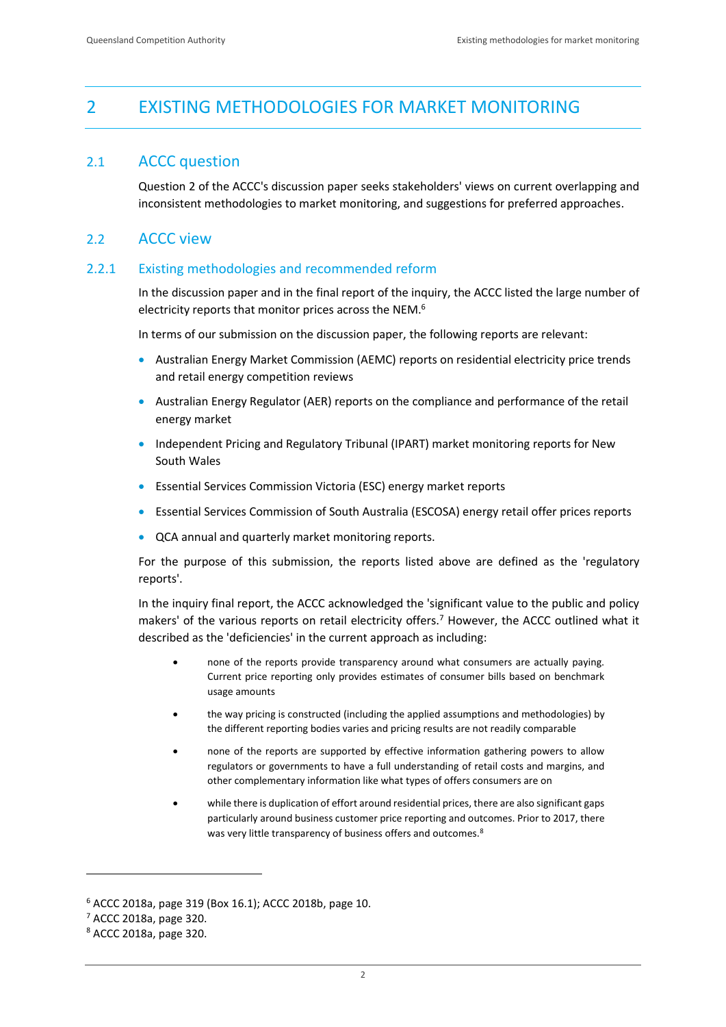# 2 EXISTING METHODOLOGIES FOR MARKET MONITORING

## 2.1 ACCC question

Question 2 of the ACCC's discussion paper seeks stakeholders' views on current overlapping and inconsistent methodologies to market monitoring, and suggestions for preferred approaches.

## 2.2 ACCC view

### 2.2.1 Existing methodologies and recommended reform

In the discussion paper and in the final report of the inquiry, the ACCC listed the large number of electricity reports that monitor prices across the NEM.[6]

In terms of our submission on the discussion paper, the following reports are relevant:

- Australian Energy Market Commission (AEMC) reports on residential electricity price trends and retail energy competition reviews
- Australian Energy Regulator (AER) reports on the compliance and performance of the retail energy market
- Independent Pricing and Regulatory Tribunal (IPART) market monitoring reports for New South Wales
- Essential Services Commission Victoria (ESC) energy market reports
- Essential Services Commission of South Australia (ESCOSA) energy retail offer prices reports
- QCA annual and quarterly market monitoring reports.

For the purpose of this submission, the reports listed above are defined as the 'regulatory reports'.

In the inquiry final report, the ACCC acknowledged the 'significant value to the public and policy makers' of the various reports on retail electricity offers.[7] However, the ACCC outlined what it described as the 'deficiencies' in the current approach as including:

> - none of the reports provide transparency around what consumers are actually paying. Current price reporting only provides estimates of consumer bills based on benchmark usage amounts
> - the way pricing is constructed (including the applied assumptions and methodologies) by the different reporting bodies varies and pricing results are not readily comparable
> - none of the reports are supported by effective information gathering powers to allow regulators or governments to have a full understanding of retail costs and margins, and other complementary information like what types of offers consumers are on
> - while there is duplication of effort around residential prices, there are also significant gaps particularly around business customer price reporting and outcomes. Prior to 2017, there was very little transparency of business offers and outcomes.[8]

[6] ACCC 2018a, page 319 (Box 16.1); ACCC 2018b, page 10.

[7] ACCC 2018a, page 320.

[8] ACCC 2018a, page 320.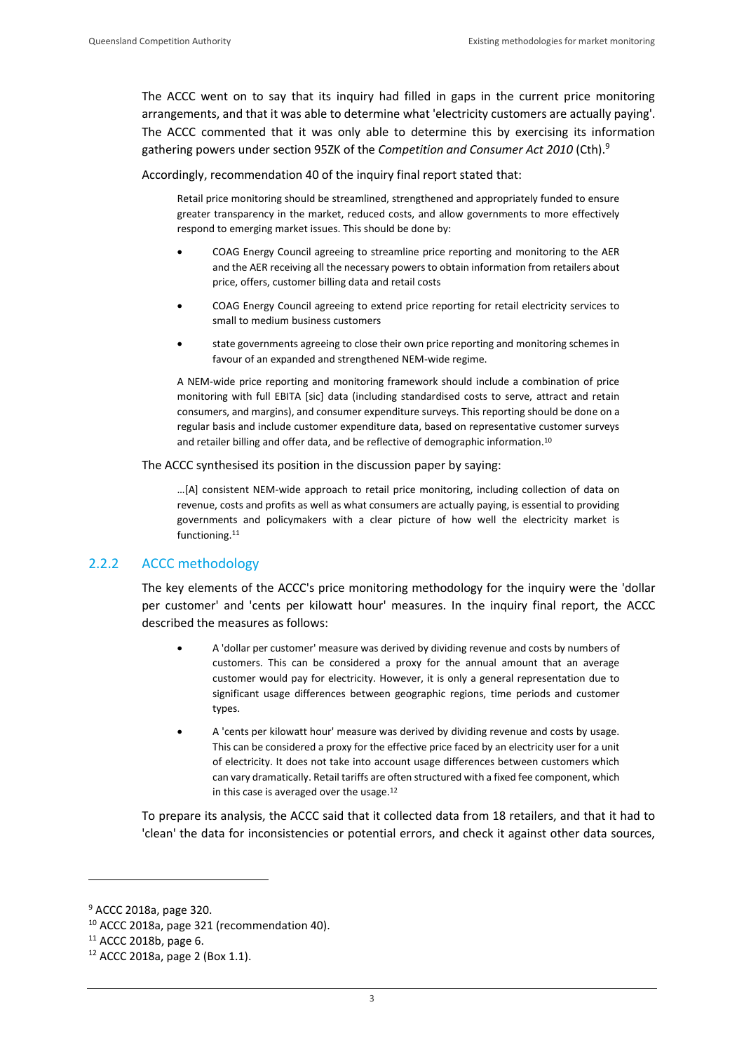The ACCC went on to say that its inquiry had filled in gaps in the current price monitoring arrangements, and that it was able to determine what 'electricity customers are actually paying'. The ACCC commented that it was only able to determine this by exercising its information gathering powers under section 95ZK of the *Competition and Consumer Act 2010* (Cth).[9]

Accordingly, recommendation 40 of the inquiry final report stated that:

> Retail price monitoring should be streamlined, strengthened and appropriately funded to ensure greater transparency in the market, reduced costs, and allow governments to more effectively respond to emerging market issues. This should be done by:
>
> - COAG Energy Council agreeing to streamline price reporting and monitoring to the AER and the AER receiving all the necessary powers to obtain information from retailers about price, offers, customer billing data and retail costs
> - COAG Energy Council agreeing to extend price reporting for retail electricity services to small to medium business customers
> - state governments agreeing to close their own price reporting and monitoring schemes in favour of an expanded and strengthened NEM-wide regime.
>
> A NEM-wide price reporting and monitoring framework should include a combination of price monitoring with full EBITA [sic] data (including standardised costs to serve, attract and retain consumers, and margins), and consumer expenditure surveys. This reporting should be done on a regular basis and include customer expenditure data, based on representative customer surveys and retailer billing and offer data, and be reflective of demographic information.[10]

The ACCC synthesised its position in the discussion paper by saying:

> …[A] consistent NEM-wide approach to retail price monitoring, including collection of data on revenue, costs and profits as well as what consumers are actually paying, is essential to providing governments and policymakers with a clear picture of how well the electricity market is functioning.[11]

### 2.2.2 ACCC methodology

The key elements of the ACCC's price monitoring methodology for the inquiry were the 'dollar per customer' and 'cents per kilowatt hour' measures. In the inquiry final report, the ACCC described the measures as follows:

> - A 'dollar per customer' measure was derived by dividing revenue and costs by numbers of customers. This can be considered a proxy for the annual amount that an average customer would pay for electricity. However, it is only a general representation due to significant usage differences between geographic regions, time periods and customer types.
> - A 'cents per kilowatt hour' measure was derived by dividing revenue and costs by usage. This can be considered a proxy for the effective price faced by an electricity user for a unit of electricity. It does not take into account usage differences between customers which can vary dramatically. Retail tariffs are often structured with a fixed fee component, which in this case is averaged over the usage.[12]

To prepare its analysis, the ACCC said that it collected data from 18 retailers, and that it had to 'clean' the data for inconsistencies or potential errors, and check it against other data sources,

---

[9] ACCC 2018a, page 320.

[10] ACCC 2018a, page 321 (recommendation 40).

[11] ACCC 2018b, page 6.

[12] ACCC 2018a, page 2 (Box 1.1).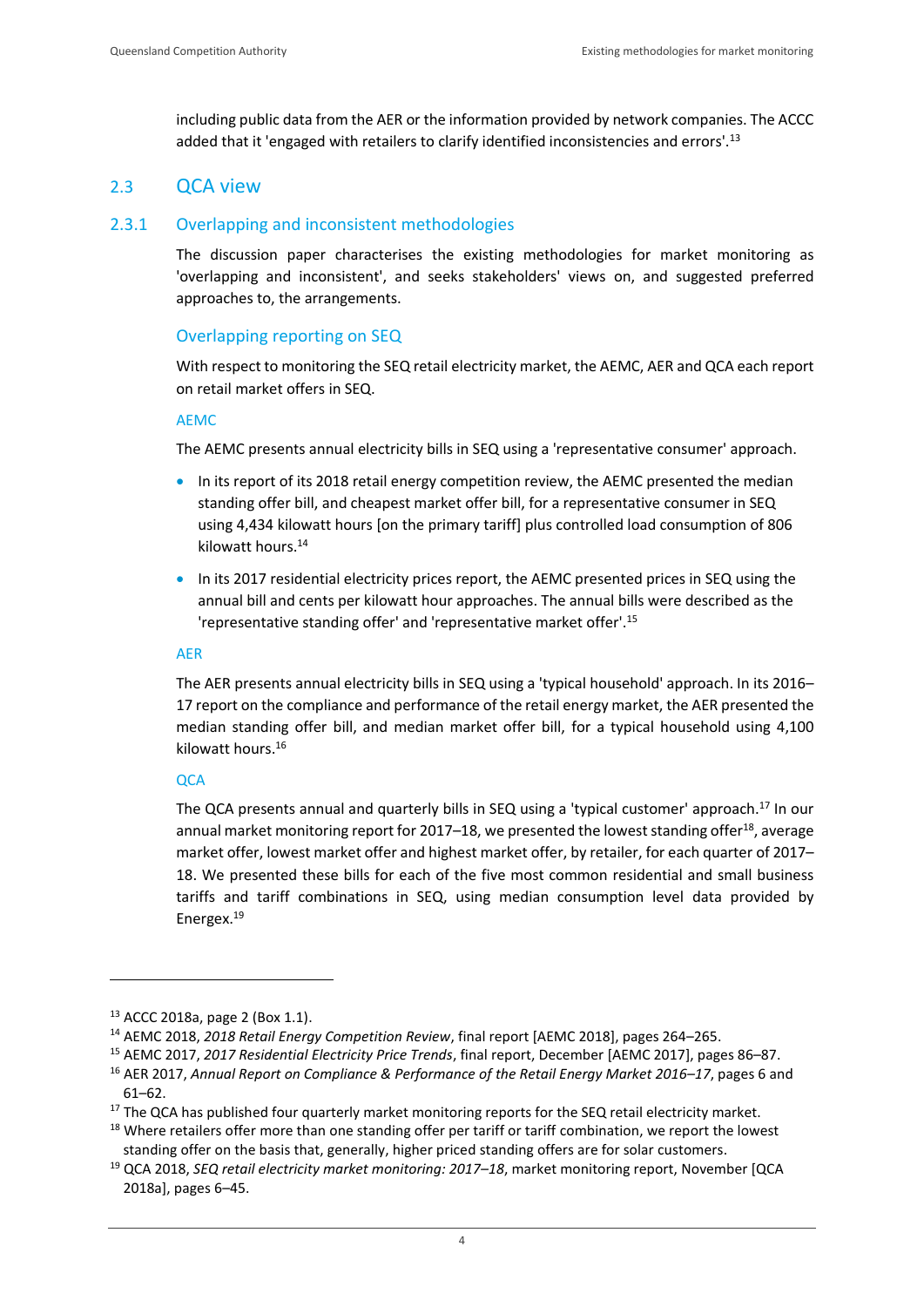including public data from the AER or the information provided by network companies. The ACCC added that it 'engaged with retailers to clarify identified inconsistencies and errors'.[13]

## 2.3 QCA view

### 2.3.1 Overlapping and inconsistent methodologies

The discussion paper characterises the existing methodologies for market monitoring as 'overlapping and inconsistent', and seeks stakeholders' views on, and suggested preferred approaches to, the arrangements.

#### Overlapping reporting on SEQ

With respect to monitoring the SEQ retail electricity market, the AEMC, AER and QCA each report on retail market offers in SEQ.

##### AEMC

The AEMC presents annual electricity bills in SEQ using a 'representative consumer' approach.

- In its report of its 2018 retail energy competition review, the AEMC presented the median standing offer bill, and cheapest market offer bill, for a representative consumer in SEQ using 4,434 kilowatt hours [on the primary tariff] plus controlled load consumption of 806 kilowatt hours.[14]
- In its 2017 residential electricity prices report, the AEMC presented prices in SEQ using the annual bill and cents per kilowatt hour approaches. The annual bills were described as the 'representative standing offer' and 'representative market offer'.[15]

##### AER

The AER presents annual electricity bills in SEQ using a 'typical household' approach. In its 2016–17 report on the compliance and performance of the retail energy market, the AER presented the median standing offer bill, and median market offer bill, for a typical household using 4,100 kilowatt hours.[16]

##### QCA

The QCA presents annual and quarterly bills in SEQ using a 'typical customer' approach.[17] In our annual market monitoring report for 2017–18, we presented the lowest standing offer[18], average market offer, lowest market offer and highest market offer, by retailer, for each quarter of 2017–18. We presented these bills for each of the five most common residential and small business tariffs and tariff combinations in SEQ, using median consumption level data provided by Energex.[19]

---

[13] ACCC 2018a, page 2 (Box 1.1).

[14] AEMC 2018, *2018 Retail Energy Competition Review*, final report [AEMC 2018], pages 264–265.

[15] AEMC 2017, *2017 Residential Electricity Price Trends*, final report, December [AEMC 2017], pages 86–87.

[16] AER 2017, *Annual Report on Compliance & Performance of the Retail Energy Market 2016–17*, pages 6 and 61–62.

[17] The QCA has published four quarterly market monitoring reports for the SEQ retail electricity market.

[18] Where retailers offer more than one standing offer per tariff or tariff combination, we report the lowest standing offer on the basis that, generally, higher priced standing offers are for solar customers.

[19] QCA 2018, *SEQ retail electricity market monitoring: 2017–18*, market monitoring report, November [QCA 2018a], pages 6–45.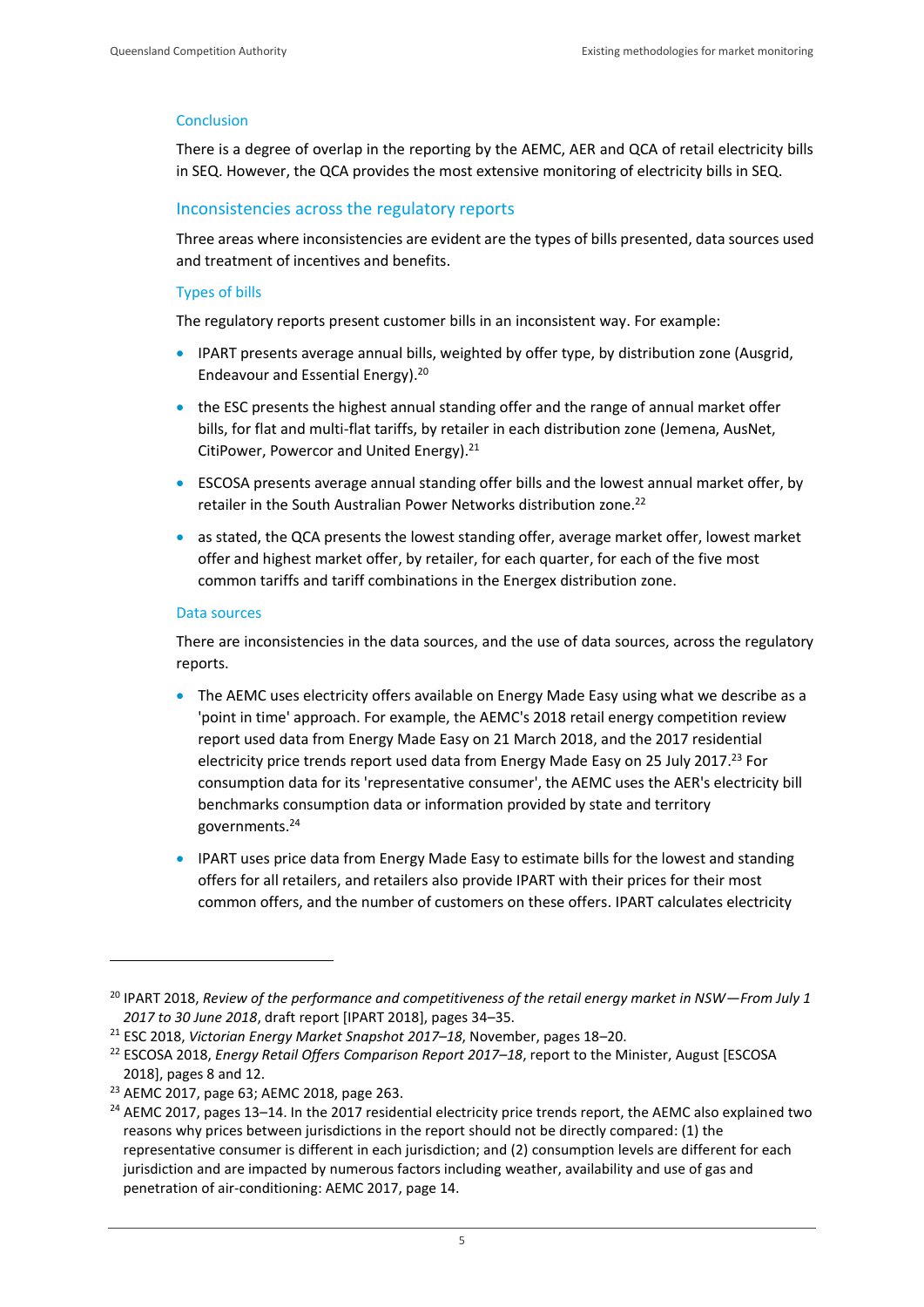### Conclusion

There is a degree of overlap in the reporting by the AEMC, AER and QCA of retail electricity bills in SEQ. However, the QCA provides the most extensive monitoring of electricity bills in SEQ.

## Inconsistencies across the regulatory reports

Three areas where inconsistencies are evident are the types of bills presented, data sources used and treatment of incentives and benefits.

### Types of bills

The regulatory reports present customer bills in an inconsistent way. For example:

- IPART presents average annual bills, weighted by offer type, by distribution zone (Ausgrid, Endeavour and Essential Energy).[20]
- the ESC presents the highest annual standing offer and the range of annual market offer bills, for flat and multi-flat tariffs, by retailer in each distribution zone (Jemena, AusNet, CitiPower, Powercor and United Energy).[21]
- ESCOSA presents average annual standing offer bills and the lowest annual market offer, by retailer in the South Australian Power Networks distribution zone.[22]
- as stated, the QCA presents the lowest standing offer, average market offer, lowest market offer and highest market offer, by retailer, for each quarter, for each of the five most common tariffs and tariff combinations in the Energex distribution zone.

### Data sources

There are inconsistencies in the data sources, and the use of data sources, across the regulatory reports.

- The AEMC uses electricity offers available on Energy Made Easy using what we describe as a 'point in time' approach. For example, the AEMC's 2018 retail energy competition review report used data from Energy Made Easy on 21 March 2018, and the 2017 residential electricity price trends report used data from Energy Made Easy on 25 July 2017.[23] For consumption data for its 'representative consumer', the AEMC uses the AER's electricity bill benchmarks consumption data or information provided by state and territory governments.[24]
- IPART uses price data from Energy Made Easy to estimate bills for the lowest and standing offers for all retailers, and retailers also provide IPART with their prices for their most common offers, and the number of customers on these offers. IPART calculates electricity

---

[20] IPART 2018, *Review of the performance and competitiveness of the retail energy market in NSW—From July 1 2017 to 30 June 2018*, draft report [IPART 2018], pages 34–35.

[21] ESC 2018, *Victorian Energy Market Snapshot 2017–18*, November, pages 18–20.

[22] ESCOSA 2018, *Energy Retail Offers Comparison Report 2017–18*, report to the Minister, August [ESCOSA 2018], pages 8 and 12.

[23] AEMC 2017, page 63; AEMC 2018, page 263.

[24] AEMC 2017, pages 13–14. In the 2017 residential electricity price trends report, the AEMC also explained two reasons why prices between jurisdictions in the report should not be directly compared: (1) the representative consumer is different in each jurisdiction; and (2) consumption levels are different for each jurisdiction and are impacted by numerous factors including weather, availability and use of gas and penetration of air-conditioning: AEMC 2017, page 14.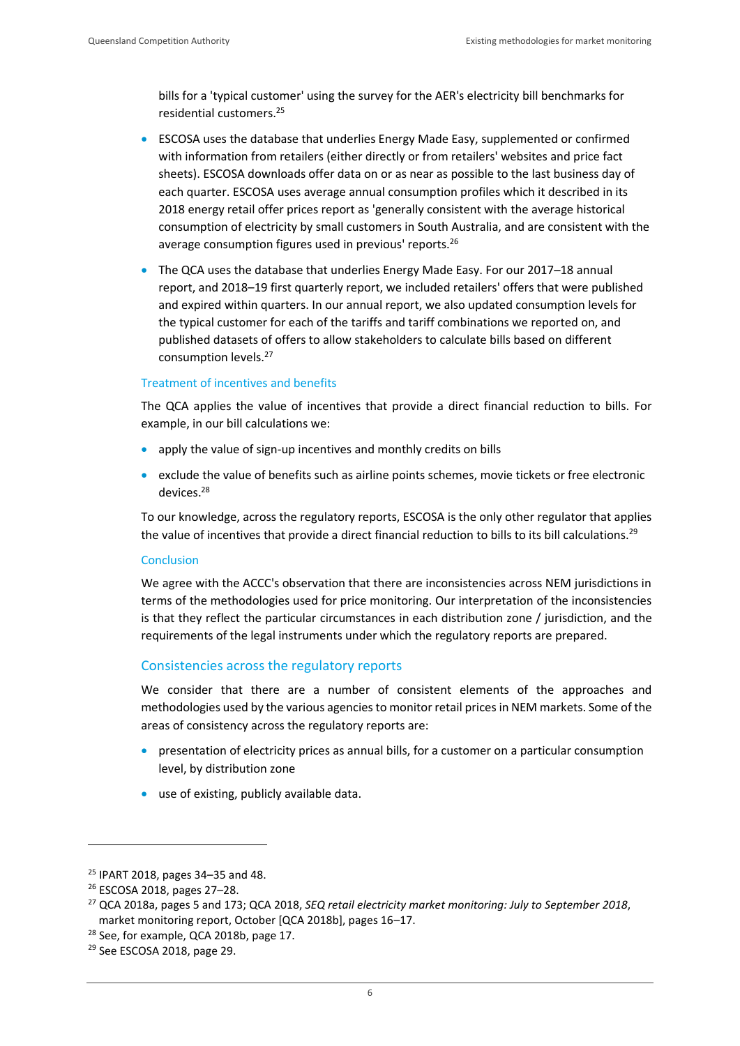bills for a 'typical customer' using the survey for the AER's electricity bill benchmarks for residential customers.[25]

- ESCOSA uses the database that underlies Energy Made Easy, supplemented or confirmed with information from retailers (either directly or from retailers' websites and price fact sheets). ESCOSA downloads offer data on or as near as possible to the last business day of each quarter. ESCOSA uses average annual consumption profiles which it described in its 2018 energy retail offer prices report as 'generally consistent with the average historical consumption of electricity by small customers in South Australia, and are consistent with the average consumption figures used in previous' reports.[26]
- The QCA uses the database that underlies Energy Made Easy. For our 2017–18 annual report, and 2018–19 first quarterly report, we included retailers' offers that were published and expired within quarters. In our annual report, we also updated consumption levels for the typical customer for each of the tariffs and tariff combinations we reported on, and published datasets of offers to allow stakeholders to calculate bills based on different consumption levels.[27]

#### Treatment of incentives and benefits

The QCA applies the value of incentives that provide a direct financial reduction to bills. For example, in our bill calculations we:

- apply the value of sign-up incentives and monthly credits on bills
- exclude the value of benefits such as airline points schemes, movie tickets or free electronic devices.[28]

To our knowledge, across the regulatory reports, ESCOSA is the only other regulator that applies the value of incentives that provide a direct financial reduction to bills to its bill calculations.[29]

#### Conclusion

We agree with the ACCC's observation that there are inconsistencies across NEM jurisdictions in terms of the methodologies used for price monitoring. Our interpretation of the inconsistencies is that they reflect the particular circumstances in each distribution zone / jurisdiction, and the requirements of the legal instruments under which the regulatory reports are prepared.

### Consistencies across the regulatory reports

We consider that there are a number of consistent elements of the approaches and methodologies used by the various agencies to monitor retail prices in NEM markets. Some of the areas of consistency across the regulatory reports are:

- presentation of electricity prices as annual bills, for a customer on a particular consumption level, by distribution zone
- use of existing, publicly available data.

---

[25] IPART 2018, pages 34–35 and 48.

[26] ESCOSA 2018, pages 27–28.

[27] QCA 2018a, pages 5 and 173; QCA 2018, *SEQ retail electricity market monitoring: July to September 2018*, market monitoring report, October [QCA 2018b], pages 16–17.

[28] See, for example, QCA 2018b, page 17.

[29] See ESCOSA 2018, page 29.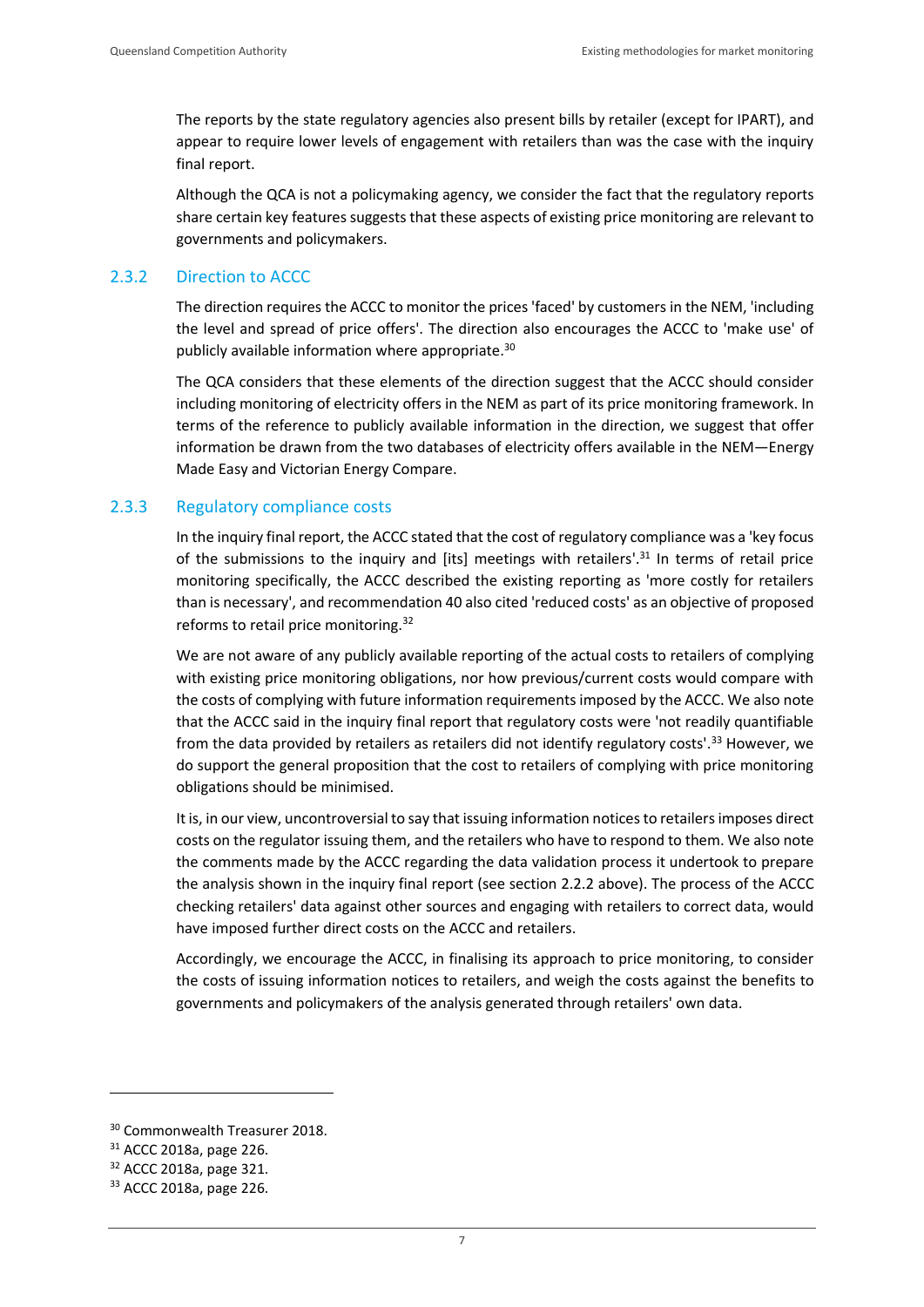The reports by the state regulatory agencies also present bills by retailer (except for IPART), and appear to require lower levels of engagement with retailers than was the case with the inquiry final report.

Although the QCA is not a policymaking agency, we consider the fact that the regulatory reports share certain key features suggests that these aspects of existing price monitoring are relevant to governments and policymakers.

### 2.3.2 Direction to ACCC

The direction requires the ACCC to monitor the prices 'faced' by customers in the NEM, 'including the level and spread of price offers'. The direction also encourages the ACCC to 'make use' of publicly available information where appropriate.[30]

The QCA considers that these elements of the direction suggest that the ACCC should consider including monitoring of electricity offers in the NEM as part of its price monitoring framework. In terms of the reference to publicly available information in the direction, we suggest that offer information be drawn from the two databases of electricity offers available in the NEM—Energy Made Easy and Victorian Energy Compare.

### 2.3.3 Regulatory compliance costs

In the inquiry final report, the ACCC stated that the cost of regulatory compliance was a 'key focus of the submissions to the inquiry and [its] meetings with retailers'.[31] In terms of retail price monitoring specifically, the ACCC described the existing reporting as 'more costly for retailers than is necessary', and recommendation 40 also cited 'reduced costs' as an objective of proposed reforms to retail price monitoring.[32]

We are not aware of any publicly available reporting of the actual costs to retailers of complying with existing price monitoring obligations, nor how previous/current costs would compare with the costs of complying with future information requirements imposed by the ACCC. We also note that the ACCC said in the inquiry final report that regulatory costs were 'not readily quantifiable from the data provided by retailers as retailers did not identify regulatory costs'.[33] However, we do support the general proposition that the cost to retailers of complying with price monitoring obligations should be minimised.

It is, in our view, uncontroversial to say that issuing information notices to retailers imposes direct costs on the regulator issuing them, and the retailers who have to respond to them. We also note the comments made by the ACCC regarding the data validation process it undertook to prepare the analysis shown in the inquiry final report (see section 2.2.2 above). The process of the ACCC checking retailers' data against other sources and engaging with retailers to correct data, would have imposed further direct costs on the ACCC and retailers.

Accordingly, we encourage the ACCC, in finalising its approach to price monitoring, to consider the costs of issuing information notices to retailers, and weigh the costs against the benefits to governments and policymakers of the analysis generated through retailers' own data.

---

[30] Commonwealth Treasurer 2018.

[31] ACCC 2018a, page 226.

[32] ACCC 2018a, page 321.

[33] ACCC 2018a, page 226.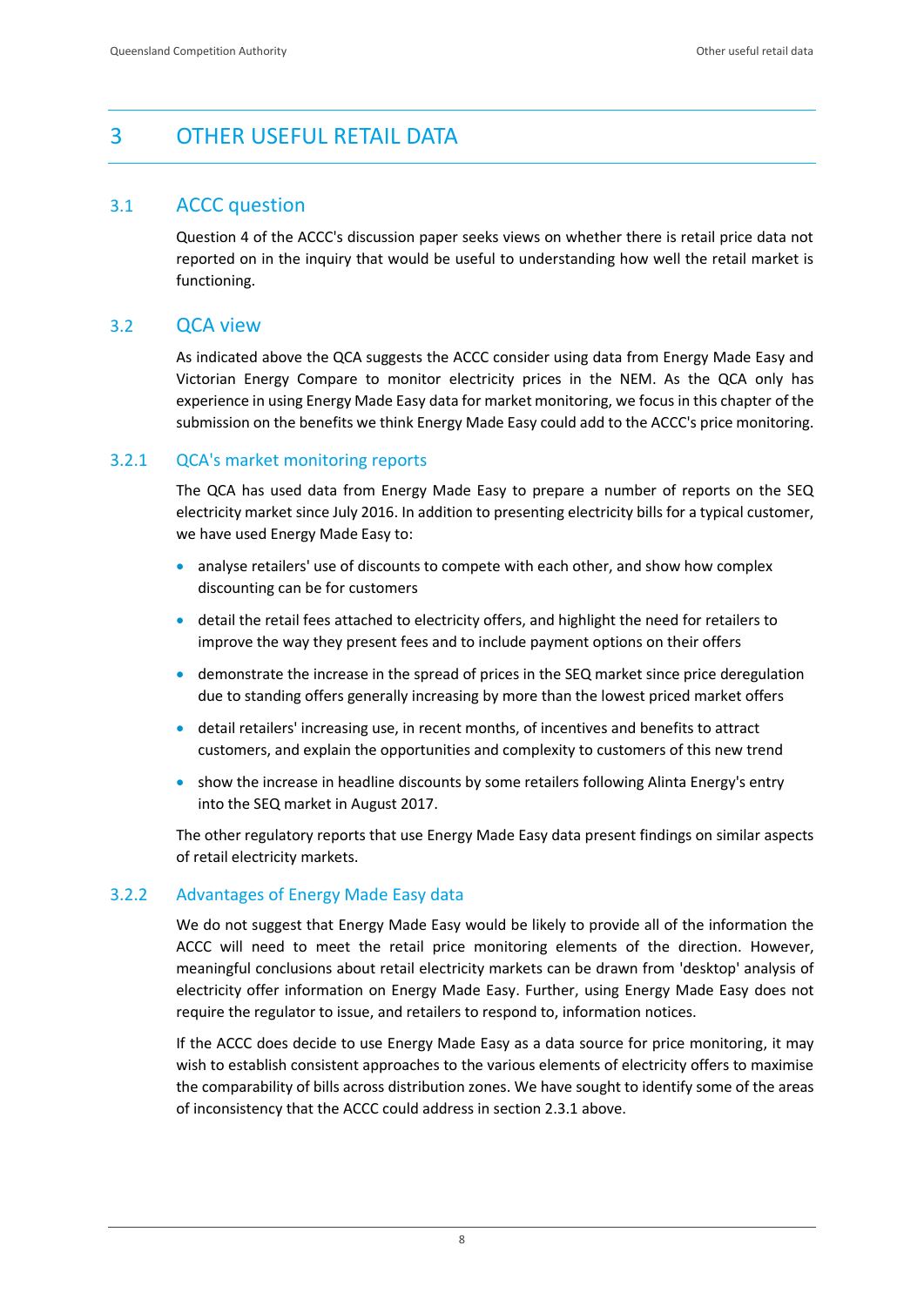# 3 OTHER USEFUL RETAIL DATA

## 3.1 ACCC question

Question 4 of the ACCC's discussion paper seeks views on whether there is retail price data not reported on in the inquiry that would be useful to understanding how well the retail market is functioning.

## 3.2 QCA view

As indicated above the QCA suggests the ACCC consider using data from Energy Made Easy and Victorian Energy Compare to monitor electricity prices in the NEM. As the QCA only has experience in using Energy Made Easy data for market monitoring, we focus in this chapter of the submission on the benefits we think Energy Made Easy could add to the ACCC's price monitoring.

### 3.2.1 QCA's market monitoring reports

The QCA has used data from Energy Made Easy to prepare a number of reports on the SEQ electricity market since July 2016. In addition to presenting electricity bills for a typical customer, we have used Energy Made Easy to:

- analyse retailers' use of discounts to compete with each other, and show how complex discounting can be for customers
- detail the retail fees attached to electricity offers, and highlight the need for retailers to improve the way they present fees and to include payment options on their offers
- demonstrate the increase in the spread of prices in the SEQ market since price deregulation due to standing offers generally increasing by more than the lowest priced market offers
- detail retailers' increasing use, in recent months, of incentives and benefits to attract customers, and explain the opportunities and complexity to customers of this new trend
- show the increase in headline discounts by some retailers following Alinta Energy's entry into the SEQ market in August 2017.

The other regulatory reports that use Energy Made Easy data present findings on similar aspects of retail electricity markets.

### 3.2.2 Advantages of Energy Made Easy data

We do not suggest that Energy Made Easy would be likely to provide all of the information the ACCC will need to meet the retail price monitoring elements of the direction. However, meaningful conclusions about retail electricity markets can be drawn from 'desktop' analysis of electricity offer information on Energy Made Easy. Further, using Energy Made Easy does not require the regulator to issue, and retailers to respond to, information notices.

If the ACCC does decide to use Energy Made Easy as a data source for price monitoring, it may wish to establish consistent approaches to the various elements of electricity offers to maximise the comparability of bills across distribution zones. We have sought to identify some of the areas of inconsistency that the ACCC could address in section 2.3.1 above.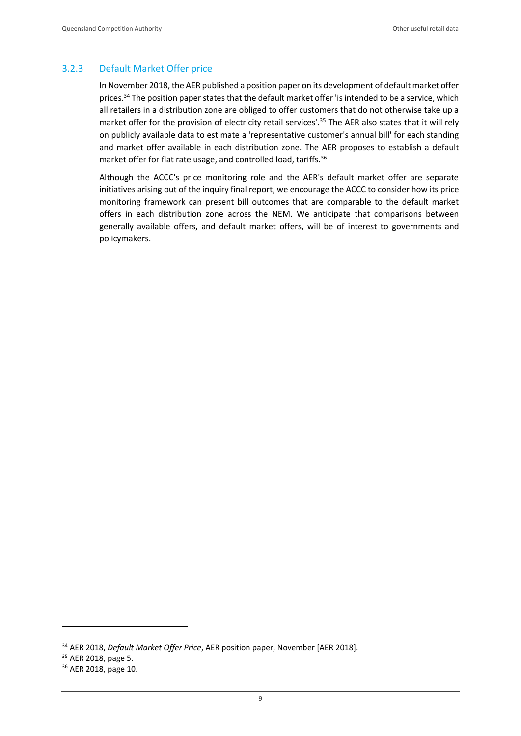### 3.2.3 Default Market Offer price

In November 2018, the AER published a position paper on its development of default market offer prices.[34] The position paper states that the default market offer 'is intended to be a service, which all retailers in a distribution zone are obliged to offer customers that do not otherwise take up a market offer for the provision of electricity retail services'.[35] The AER also states that it will rely on publicly available data to estimate a 'representative customer's annual bill' for each standing and market offer available in each distribution zone. The AER proposes to establish a default market offer for flat rate usage, and controlled load, tariffs.[36]

Although the ACCC's price monitoring role and the AER's default market offer are separate initiatives arising out of the inquiry final report, we encourage the ACCC to consider how its price monitoring framework can present bill outcomes that are comparable to the default market offers in each distribution zone across the NEM. We anticipate that comparisons between generally available offers, and default market offers, will be of interest to governments and policymakers.

---

[34] AER 2018, *Default Market Offer Price*, AER position paper, November [AER 2018].

[35] AER 2018, page 5.

[36] AER 2018, page 10.